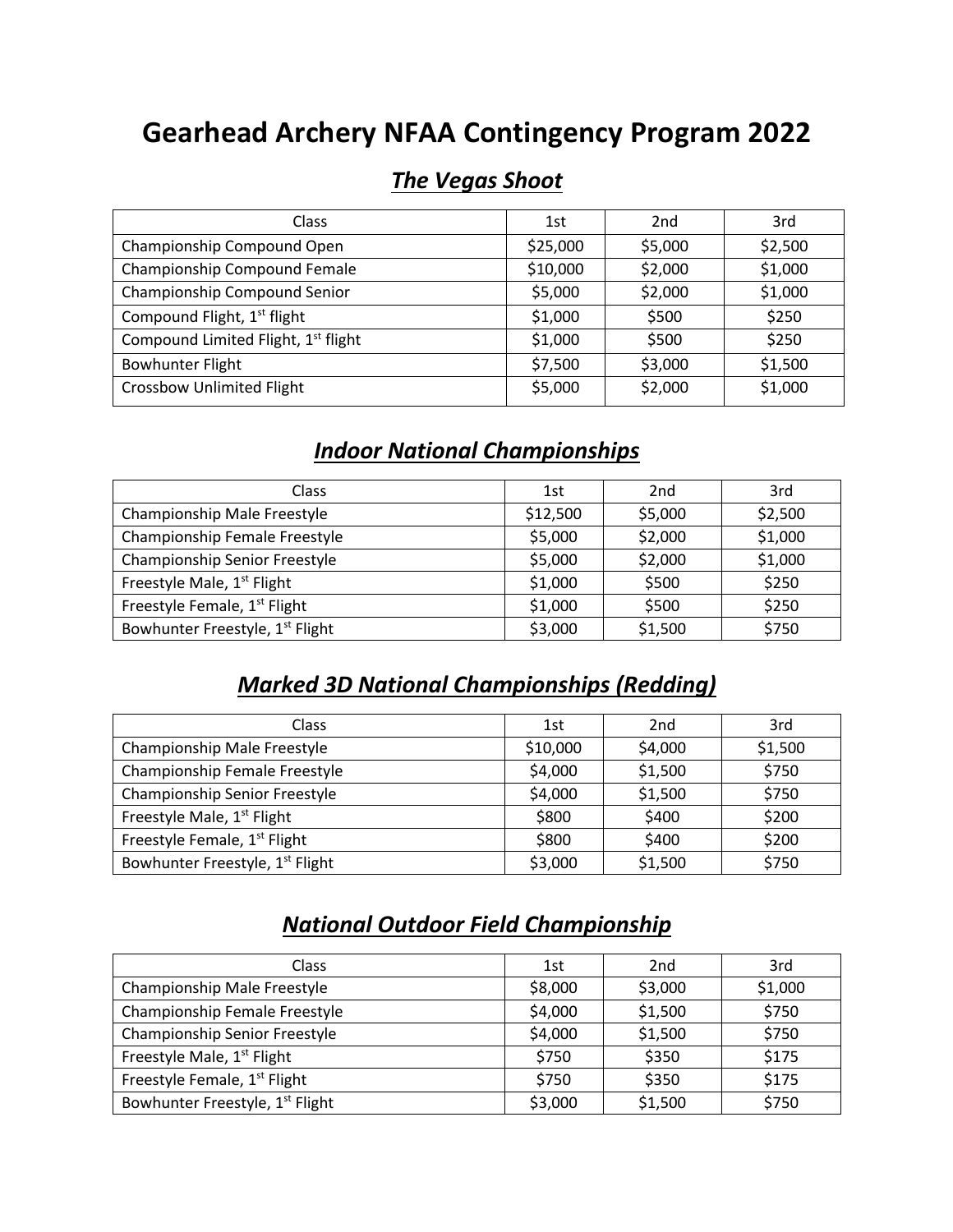# Gearhead Archery NFAA Contingency Program 2022

## *The Vegas Shoot*

| Class | 1st | 2nd | 3rd |
|---|---|---|---|
| Championship Compound Open | $25,000 | $5,000 | $2,500 |
| Championship Compound Female | $10,000 | $2,000 | $1,000 |
| Championship Compound Senior | $5,000 | $2,000 | $1,000 |
| Compound Flight, 1st flight | $1,000 | $500 | $250 |
| Compound Limited Flight, 1st flight | $1,000 | $500 | $250 |
| Bowhunter Flight | $7,500 | $3,000 | $1,500 |
| Crossbow Unlimited Flight | $5,000 | $2,000 | $1,000 |

## *Indoor National Championships*

| Class | 1st | 2nd | 3rd |
|---|---|---|---|
| Championship Male Freestyle | $12,500 | $5,000 | $2,500 |
| Championship Female Freestyle | $5,000 | $2,000 | $1,000 |
| Championship Senior Freestyle | $5,000 | $2,000 | $1,000 |
| Freestyle Male, 1st Flight | $1,000 | $500 | $250 |
| Freestyle Female, 1st Flight | $1,000 | $500 | $250 |
| Bowhunter Freestyle, 1st Flight | $3,000 | $1,500 | $750 |

## *Marked 3D National Championships (Redding)*

| Class | 1st | 2nd | 3rd |
|---|---|---|---|
| Championship Male Freestyle | $10,000 | $4,000 | $1,500 |
| Championship Female Freestyle | $4,000 | $1,500 | $750 |
| Championship Senior Freestyle | $4,000 | $1,500 | $750 |
| Freestyle Male, 1st Flight | $800 | $400 | $200 |
| Freestyle Female, 1st Flight | $800 | $400 | $200 |
| Bowhunter Freestyle, 1st Flight | $3,000 | $1,500 | $750 |

## *National Outdoor Field Championship*

| Class | 1st | 2nd | 3rd |
|---|---|---|---|
| Championship Male Freestyle | $8,000 | $3,000 | $1,000 |
| Championship Female Freestyle | $4,000 | $1,500 | $750 |
| Championship Senior Freestyle | $4,000 | $1,500 | $750 |
| Freestyle Male, 1st Flight | $750 | $350 | $175 |
| Freestyle Female, 1st Flight | $750 | $350 | $175 |
| Bowhunter Freestyle, 1st Flight | $3,000 | $1,500 | $750 |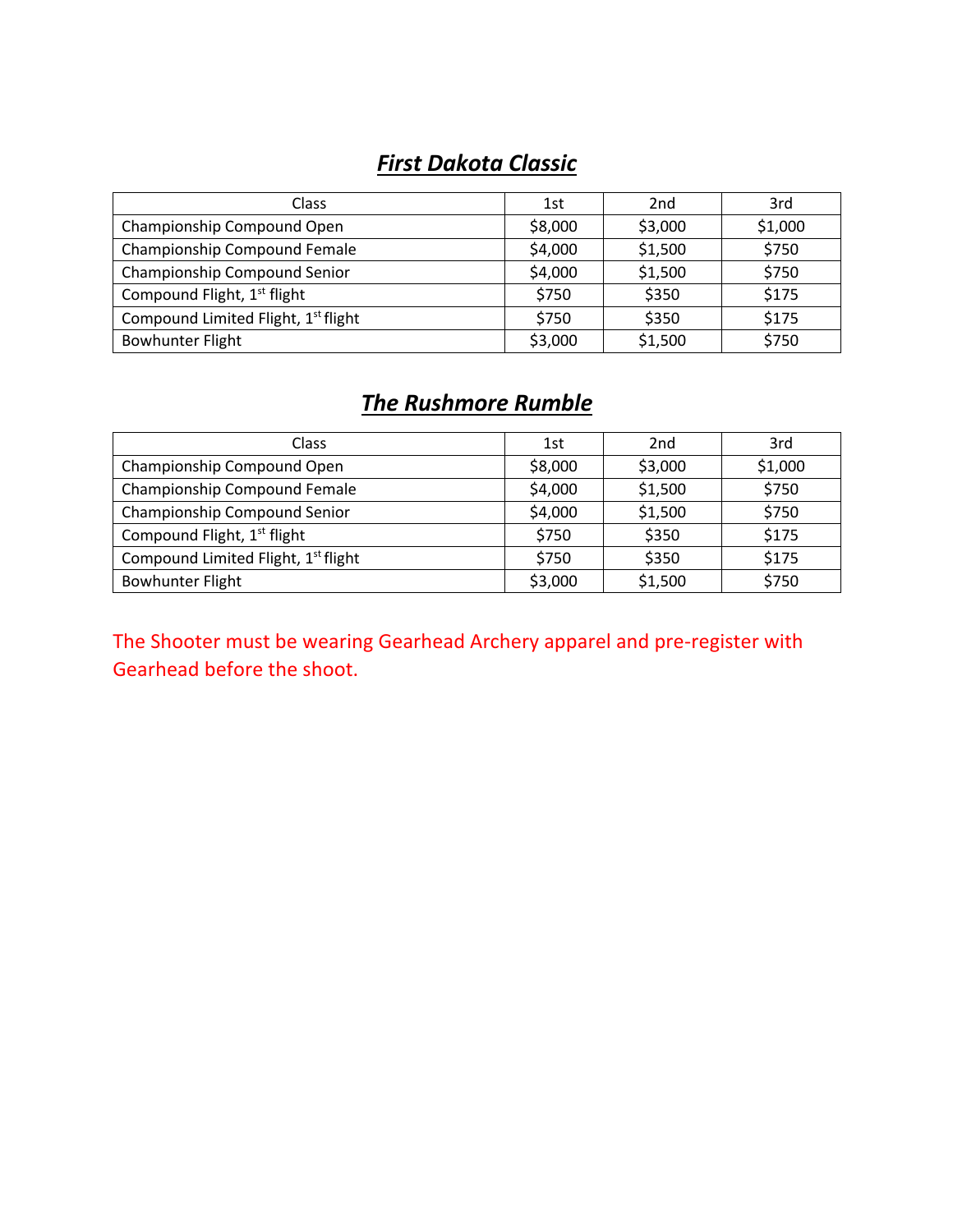## ***First Dakota Classic***

| Class | 1st | 2nd | 3rd |
|---|---|---|---|
| Championship Compound Open | $8,000 | $3,000 | $1,000 |
| Championship Compound Female | $4,000 | $1,500 | $750 |
| Championship Compound Senior | $4,000 | $1,500 | $750 |
| Compound Flight, 1st flight | $750 | $350 | $175 |
| Compound Limited Flight, 1st flight | $750 | $350 | $175 |
| Bowhunter Flight | $3,000 | $1,500 | $750 |

## ***The Rushmore Rumble***

| Class | 1st | 2nd | 3rd |
|---|---|---|---|
| Championship Compound Open | $8,000 | $3,000 | $1,000 |
| Championship Compound Female | $4,000 | $1,500 | $750 |
| Championship Compound Senior | $4,000 | $1,500 | $750 |
| Compound Flight, 1st flight | $750 | $350 | $175 |
| Compound Limited Flight, 1st flight | $750 | $350 | $175 |
| Bowhunter Flight | $3,000 | $1,500 | $750 |

The Shooter must be wearing Gearhead Archery apparel and pre-register with Gearhead before the shoot.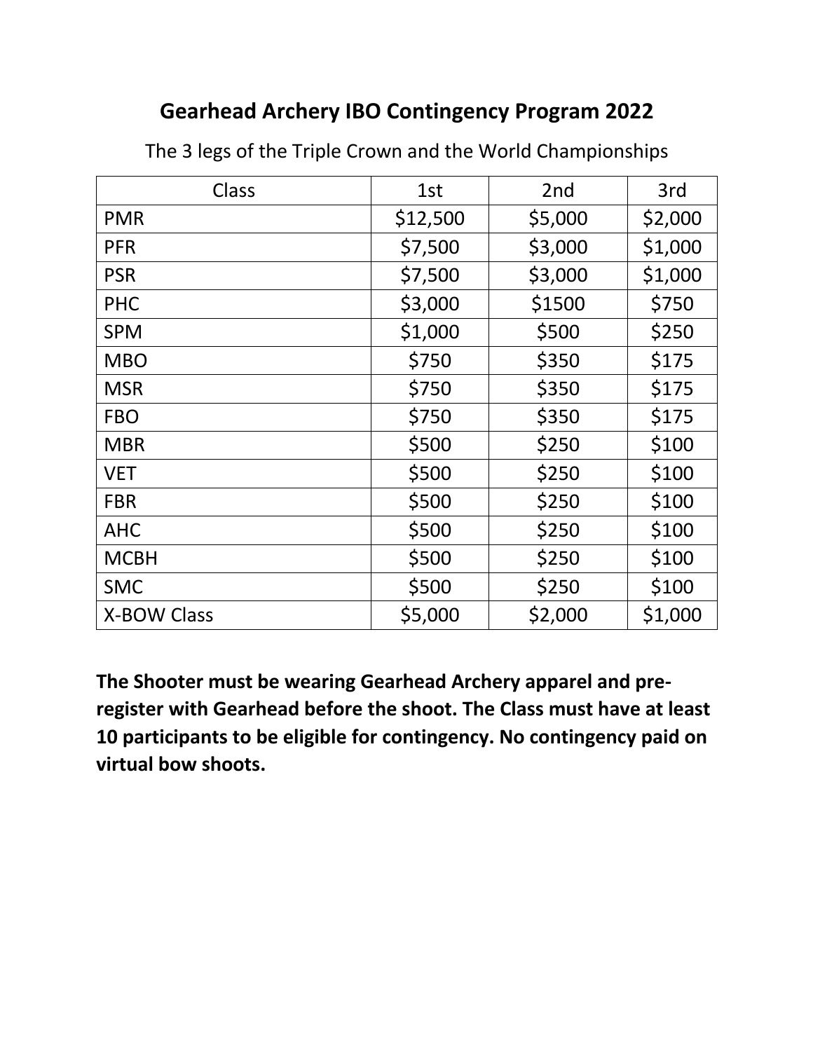# Gearhead Archery IBO Contingency Program 2022

The 3 legs of the Triple Crown and the World Championships

| Class | 1st | 2nd | 3rd |
|---|---|---|---|
| PMR | $12,500 | $5,000 | $2,000 |
| PFR | $7,500 | $3,000 | $1,000 |
| PSR | $7,500 | $3,000 | $1,000 |
| PHC | $3,000 | $1500 | $750 |
| SPM | $1,000 | $500 | $250 |
| MBO | $750 | $350 | $175 |
| MSR | $750 | $350 | $175 |
| FBO | $750 | $350 | $175 |
| MBR | $500 | $250 | $100 |
| VET | $500 | $250 | $100 |
| FBR | $500 | $250 | $100 |
| AHC | $500 | $250 | $100 |
| MCBH | $500 | $250 | $100 |
| SMC | $500 | $250 | $100 |
| X-BOW Class | $5,000 | $2,000 | $1,000 |

**The Shooter must be wearing Gearhead Archery apparel and pre-register with Gearhead before the shoot. The Class must have at least 10 participants to be eligible for contingency. No contingency paid on virtual bow shoots.**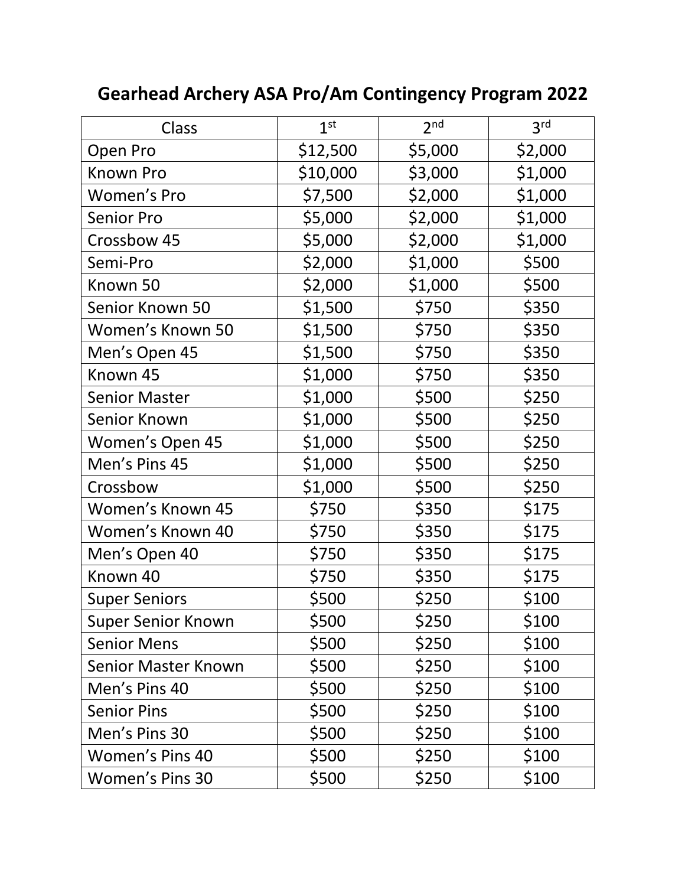# Gearhead Archery ASA Pro/Am Contingency Program 2022

| Class | 1st | 2nd | 3rd |
|---|---|---|---|
| Open Pro | $12,500 | $5,000 | $2,000 |
| Known Pro | $10,000 | $3,000 | $1,000 |
| Women's Pro | $7,500 | $2,000 | $1,000 |
| Senior Pro | $5,000 | $2,000 | $1,000 |
| Crossbow 45 | $5,000 | $2,000 | $1,000 |
| Semi-Pro | $2,000 | $1,000 | $500 |
| Known 50 | $2,000 | $1,000 | $500 |
| Senior Known 50 | $1,500 | $750 | $350 |
| Women's Known 50 | $1,500 | $750 | $350 |
| Men's Open 45 | $1,500 | $750 | $350 |
| Known 45 | $1,000 | $750 | $350 |
| Senior Master | $1,000 | $500 | $250 |
| Senior Known | $1,000 | $500 | $250 |
| Women's Open 45 | $1,000 | $500 | $250 |
| Men's Pins 45 | $1,000 | $500 | $250 |
| Crossbow | $1,000 | $500 | $250 |
| Women's Known 45 | $750 | $350 | $175 |
| Women's Known 40 | $750 | $350 | $175 |
| Men's Open 40 | $750 | $350 | $175 |
| Known 40 | $750 | $350 | $175 |
| Super Seniors | $500 | $250 | $100 |
| Super Senior Known | $500 | $250 | $100 |
| Senior Mens | $500 | $250 | $100 |
| Senior Master Known | $500 | $250 | $100 |
| Men's Pins 40 | $500 | $250 | $100 |
| Senior Pins | $500 | $250 | $100 |
| Men's Pins 30 | $500 | $250 | $100 |
| Women's Pins 40 | $500 | $250 | $100 |
| Women's Pins 30 | $500 | $250 | $100 |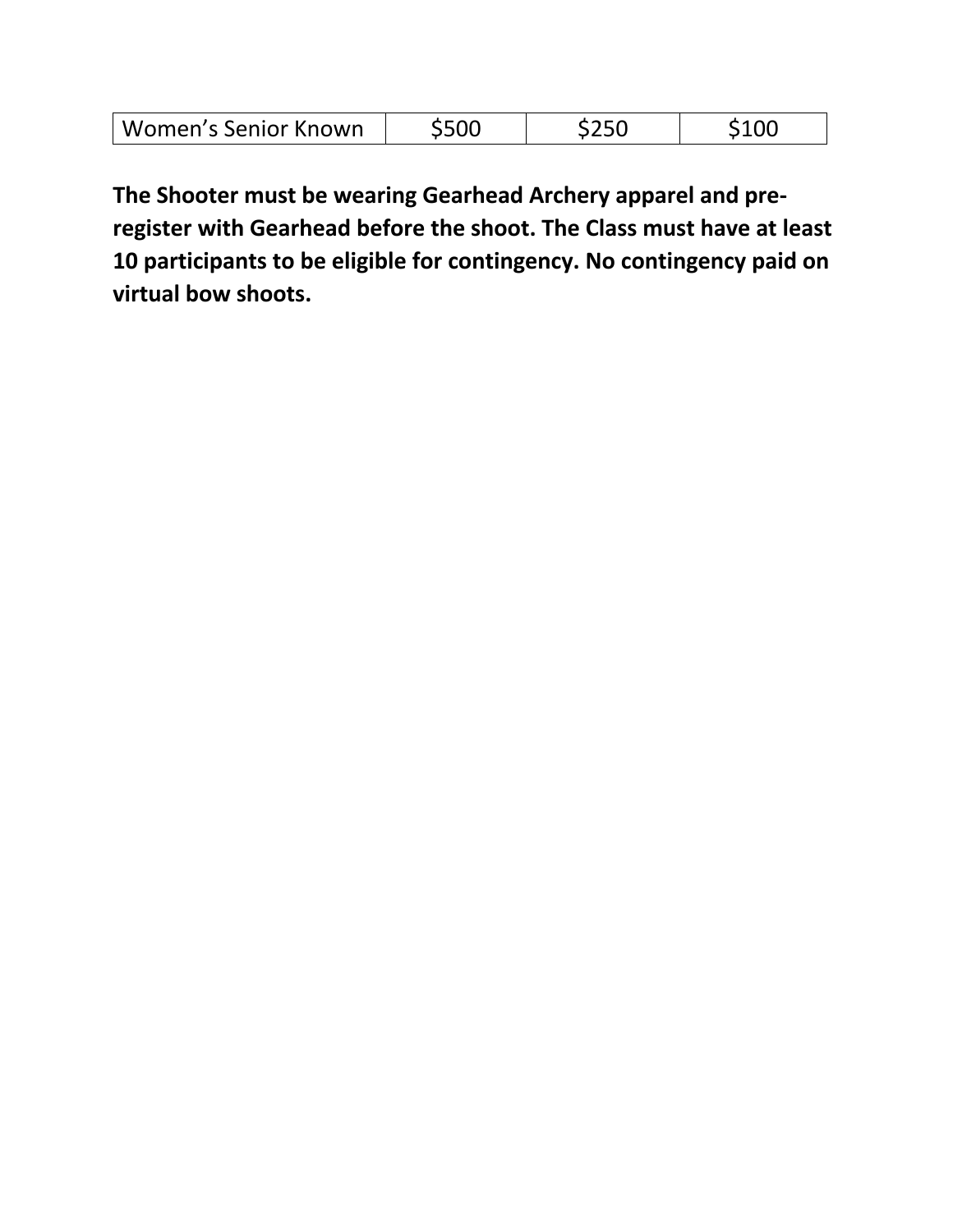| | | | |
|---|---|---|---|
| Women's Senior Known | $500 | $250 | $100 |

**The Shooter must be wearing Gearhead Archery apparel and pre-register with Gearhead before the shoot. The Class must have at least 10 participants to be eligible for contingency. No contingency paid on virtual bow shoots.**